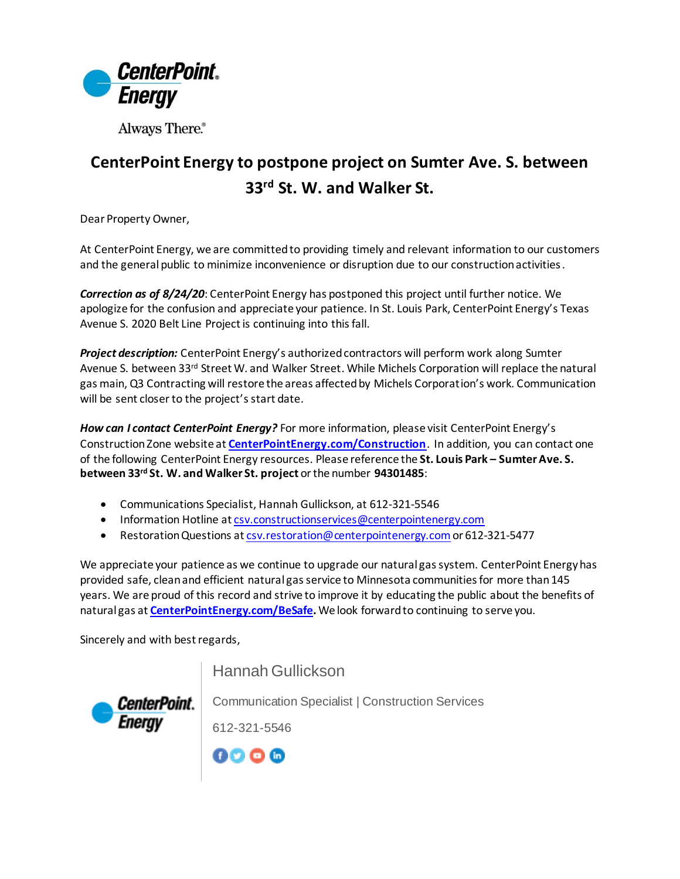CenterPoint Energy

Always There.®

# CenterPoint Energy to postpone project on Sumter Ave. S. between 33rd St. W. and Walker St.

Dear Property Owner,

At CenterPoint Energy, we are committed to providing timely and relevant information to our customers and the general public to minimize inconvenience or disruption due to our construction activities.

***Correction as of 8/24/20***: CenterPoint Energy has postponed this project until further notice. We apologize for the confusion and appreciate your patience. In St. Louis Park, CenterPoint Energy's Texas Avenue S. 2020 Belt Line Project is continuing into this fall.

***Project description:*** CenterPoint Energy's authorized contractors will perform work along Sumter Avenue S. between 33rd Street W. and Walker Street. While Michels Corporation will replace the natural gas main, Q3 Contracting will restore the areas affected by Michels Corporation's work. Communication will be sent closer to the project's start date.

***How can I contact CenterPoint Energy?*** For more information, please visit CenterPoint Energy's Construction Zone website at **[CenterPointEnergy.com/Construction](CenterPointEnergy.com/Construction)**. In addition, you can contact one of the following CenterPoint Energy resources. Please reference the **St. Louis Park – Sumter Ave. S. between 33rd St. W. and Walker St. project** or the number **94301485**:

- Communications Specialist, Hannah Gullickson, at 612-321-5546
- Information Hotline at csv.constructionservices@centerpointenergy.com
- Restoration Questions at csv.restoration@centerpointenergy.com or 612-321-5477

We appreciate your patience as we continue to upgrade our natural gas system. CenterPoint Energy has provided safe, clean and efficient natural gas service to Minnesota communities for more than 145 years. We are proud of this record and strive to improve it by educating the public about the benefits of natural gas at **[CenterPointEnergy.com/BeSafe](CenterPointEnergy.com/BeSafe).** We look forward to continuing to serve you.

Sincerely and with best regards,

CenterPoint Energy

Hannah Gullickson

Communication Specialist | Construction Services

612-321-5546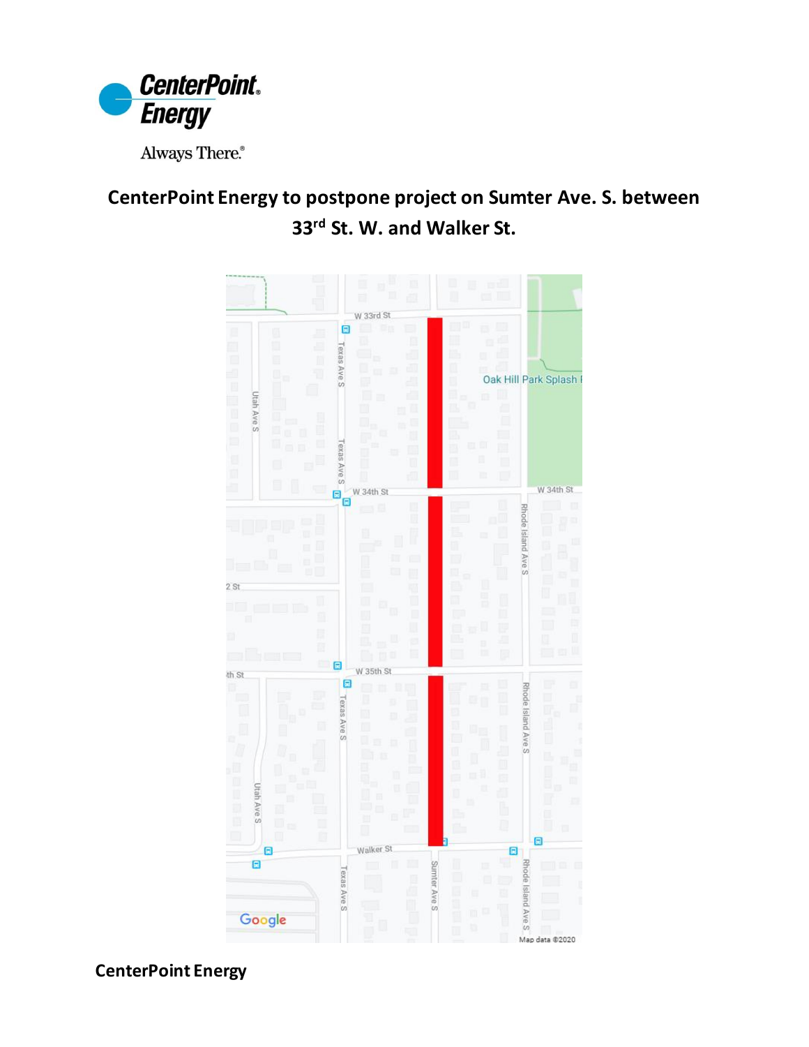CenterPoint Energy

Always There.®

# CenterPoint Energy to postpone project on Sumter Ave. S. between 33rd St. W. and Walker St.

**CenterPoint Energy**